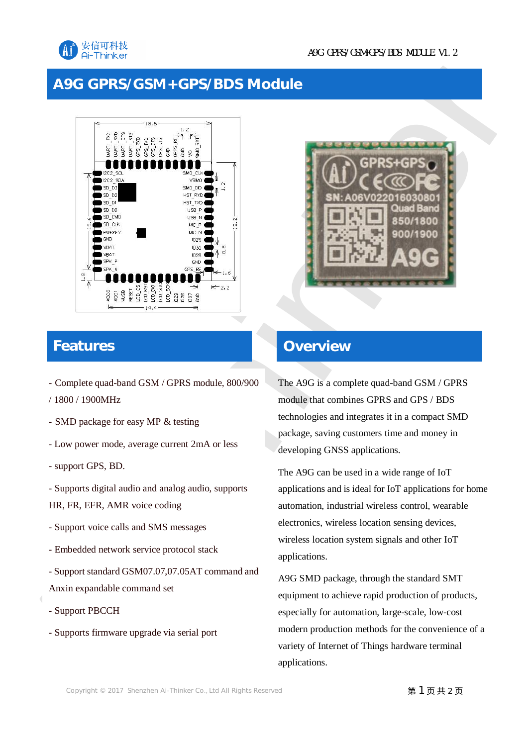# A9G GPRS/GSM+GPS/BDS Module

## Features

- Complete quad-band GSM / GPRS module, 800/900 / 1800 / 1900MHz
- SMD package for easy MP & testing
- Low power mode, average current 2mA or less
- support GPS, BD.
- Supports digital audio and analog audio, supports HR, FR, EFR, AMR voice coding
- Support voice calls and SMS messages
- Embedded network service protocol stack
- Support standard GSM07.07,07.05AT command and Anxin expandable command set
- Support PBCCH
- Supports firmware upgrade via serial port

## Overview

The A9G is a complete quad-band GSM / GPRS module that combines GPRS and GPS / BDS technologies and integrates it in a compact SMD package, saving customers time and money in developing GNSS applications.

The A9G can be used in a wide range of IoT applications and is ideal for IoT applications for home automation, industrial wireless control, wearable electronics, wireless location sensing devices, wireless location system signals and other IoT applications.

A9G SMD package, through the standard SMT equipment to achieve rapid production of products, especially for automation, large-scale, low-cost modern production methods for the convenience of a variety of Internet of Things hardware terminal applications.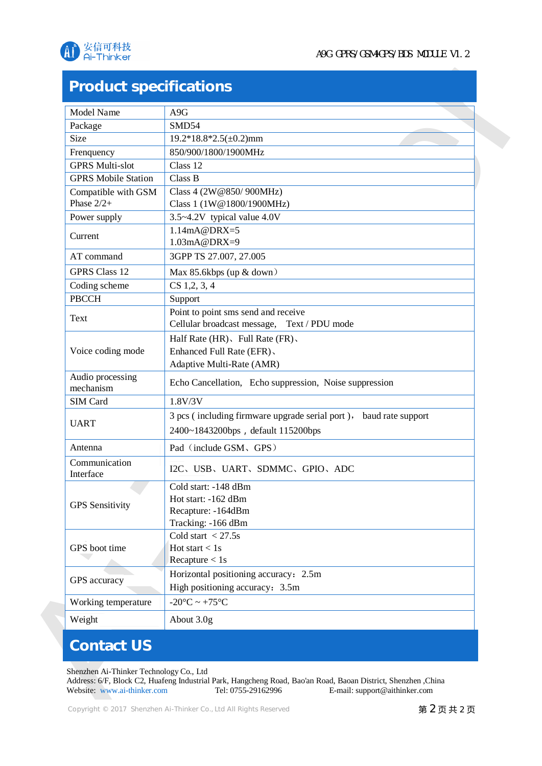# Product specifications

| | |
|---|---|
| Model Name | A9G |
| Package | SMD54 |
| Size | 19.2*18.8*2.5(±0.2)mm |
| Frenquency | 850/900/1800/1900MHz |
| GPRS Multi-slot | Class 12 |
| GPRS Mobile Station | Class B |
| Compatible with GSM Phase 2/2+ | Class 4 (2W@850/ 900MHz)<br>Class 1 (1W@1800/1900MHz) |
| Power supply | 3.5~4.2V typical value 4.0V |
| Current | 1.14mA@DRX=5<br>1.03mA@DRX=9 |
| AT command | 3GPP TS 27.007, 27.005 |
| GPRS Class 12 | Max 85.6kbps (up & down） |
| Coding scheme | CS 1,2, 3, 4 |
| PBCCH | Support |
| Text | Point to point sms send and receive<br>Cellular broadcast message, Text / PDU mode |
| Voice coding mode | Half Rate (HR)、Full Rate (FR)、<br>Enhanced Full Rate (EFR)、<br>Adaptive Multi-Rate (AMR) |
| Audio processing mechanism | Echo Cancellation, Echo suppression, Noise suppression |
| SIM Card | 1.8V/3V |
| UART | 3 pcs ( including firmware upgrade serial port ), baud rate support 2400~1843200bps , default 115200bps |
| Antenna | Pad（include GSM、GPS） |
| Communication Interface | I2C、USB、UART、SDMMC、GPIO、ADC |
| GPS Sensitivity | Cold start: -148 dBm<br>Hot start: -162 dBm<br>Recapture: -164dBm<br>Tracking: -166 dBm |
| GPS boot time | Cold start < 27.5s<br>Hot start < 1s<br>Recapture < 1s |
| GPS accuracy | Horizontal positioning accuracy：2.5m<br>High positioning accuracy：3.5m |
| Working temperature | -20°C ~ +75°C |
| Weight | About 3.0g |

# Contact US

Shenzhen Ai-Thinker Technology Co., Ltd
Address: 6/F, Block C2, Huafeng Industrial Park, Hangcheng Road, Bao'an Road, Baoan District, Shenzhen ,China
Website: www.ai-thinker.com Tel: 0755-29162996 E-mail: support@aithinker.com

Copyright © 2017 Shenzhen Ai-Thinker Co., Ltd All Rights Reserved